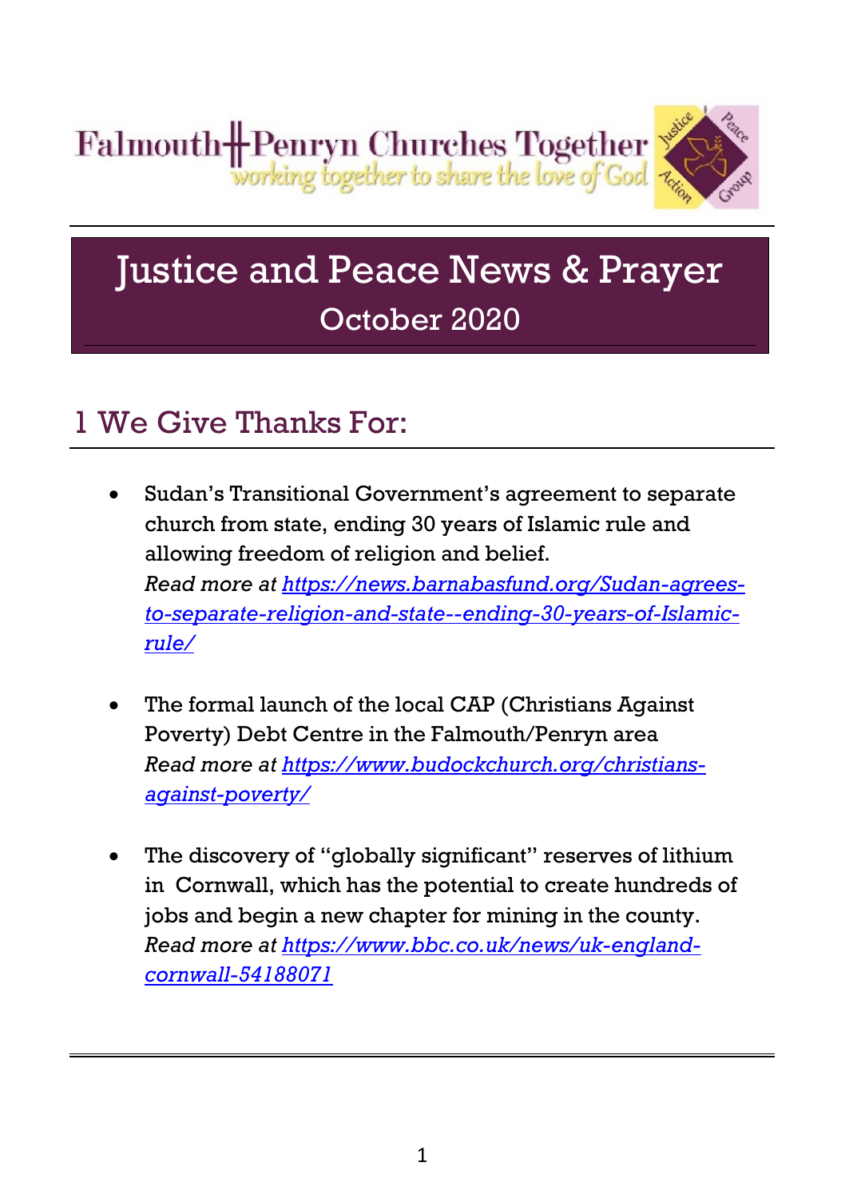Falmouth Penryn Churches Together
*working together to share the love of God*

Justice Peace Action Group

# Justice and Peace News & Prayer

October 2020

## 1 We Give Thanks For:

- Sudan's Transitional Government's agreement to separate church from state, ending 30 years of Islamic rule and allowing freedom of religion and belief.
  *Read more at https://news.barnabasfund.org/Sudan-agrees-to-separate-religion-and-state--ending-30-years-of-Islamic-rule/*

- The formal launch of the local CAP (Christians Against Poverty) Debt Centre in the Falmouth/Penryn area
  *Read more at https://www.budockchurch.org/christians-against-poverty/*

- The discovery of "globally significant" reserves of lithium in Cornwall, which has the potential to create hundreds of jobs and begin a new chapter for mining in the county.
  *Read more at https://www.bbc.co.uk/news/uk-england-cornwall-54188071*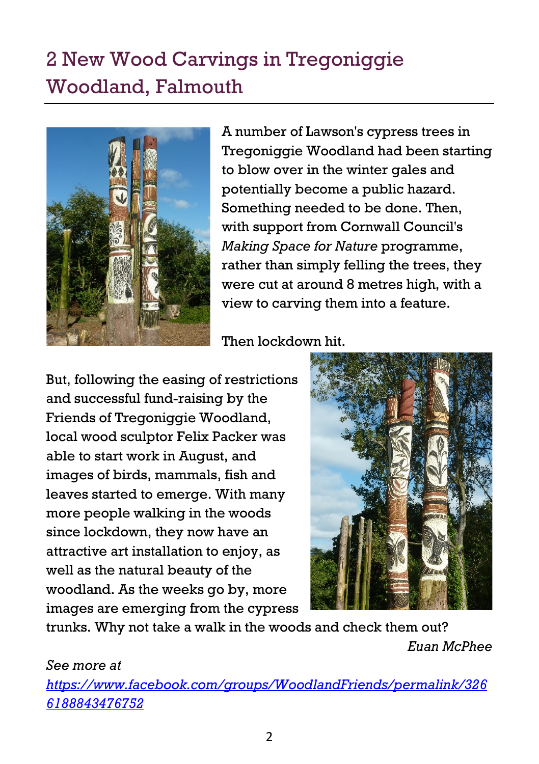# 2 New Wood Carvings in Tregoniggie Woodland, Falmouth

A number of Lawson's cypress trees in Tregoniggie Woodland had been starting to blow over in the winter gales and potentially become a public hazard. Something needed to be done. Then, with support from Cornwall Council's *Making Space for Nature* programme, rather than simply felling the trees, they were cut at around 8 metres high, with a view to carving them into a feature.

Then lockdown hit.

But, following the easing of restrictions and successful fund-raising by the Friends of Tregoniggie Woodland, local wood sculptor Felix Packer was able to start work in August, and images of birds, mammals, fish and leaves started to emerge. With many more people walking in the woods since lockdown, they now have an attractive art installation to enjoy, as well as the natural beauty of the woodland. As the weeks go by, more images are emerging from the cypress trunks. Why not take a walk in the woods and check them out?

*Euan McPhee*

*See more at [https://www.facebook.com/groups/WoodlandFriends/permalink/3266188843476752](https://www.facebook.com/groups/WoodlandFriends/permalink/3266188843476752)*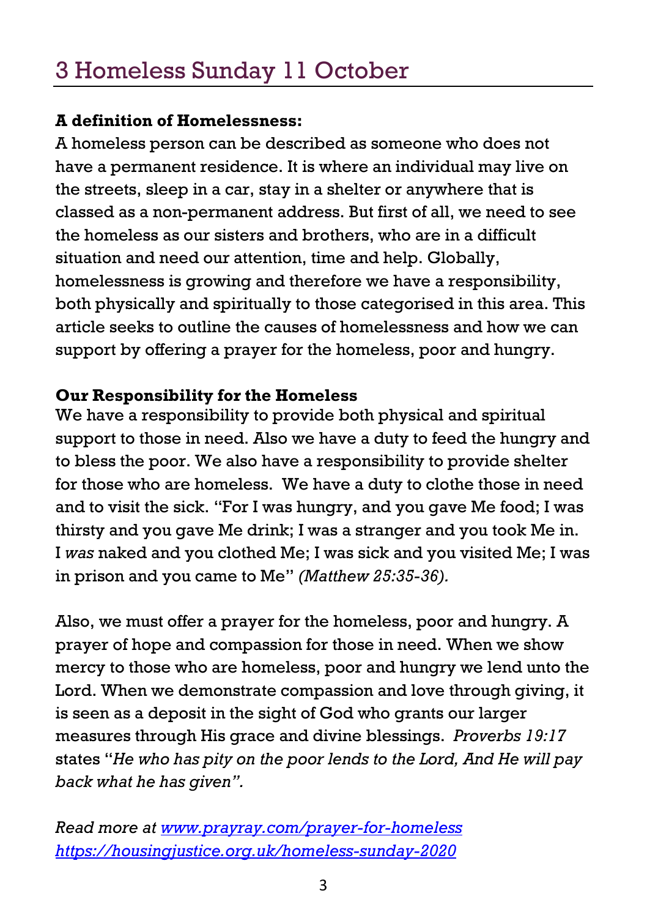# 3 Homeless Sunday 11 October

**A definition of Homelessness:**

A homeless person can be described as someone who does not have a permanent residence. It is where an individual may live on the streets, sleep in a car, stay in a shelter or anywhere that is classed as a non-permanent address. But first of all, we need to see the homeless as our sisters and brothers, who are in a difficult situation and need our attention, time and help. Globally, homelessness is growing and therefore we have a responsibility, both physically and spiritually to those categorised in this area. This article seeks to outline the causes of homelessness and how we can support by offering a prayer for the homeless, poor and hungry.

**Our Responsibility for the Homeless**

We have a responsibility to provide both physical and spiritual support to those in need. Also we have a duty to feed the hungry and to bless the poor. We also have a responsibility to provide shelter for those who are homeless. We have a duty to clothe those in need and to visit the sick. "For I was hungry, and you gave Me food; I was thirsty and you gave Me drink; I was a stranger and you took Me in. I *was* naked and you clothed Me; I was sick and you visited Me; I was in prison and you came to Me" *(Matthew 25:35-36).*

Also, we must offer a prayer for the homeless, poor and hungry. A prayer of hope and compassion for those in need. When we show mercy to those who are homeless, poor and hungry we lend unto the Lord. When we demonstrate compassion and love through giving, it is seen as a deposit in the sight of God who grants our larger measures through His grace and divine blessings. *Proverbs 19:17* states "*He who has pity on the poor lends to the Lord, And He will pay back what he has given".*

*Read more at [www.prayray.com/prayer-for-homeless](www.prayray.com/prayer-for-homeless) [https://housingjustice.org.uk/homeless-sunday-2020](https://housingjustice.org.uk/homeless-sunday-2020)*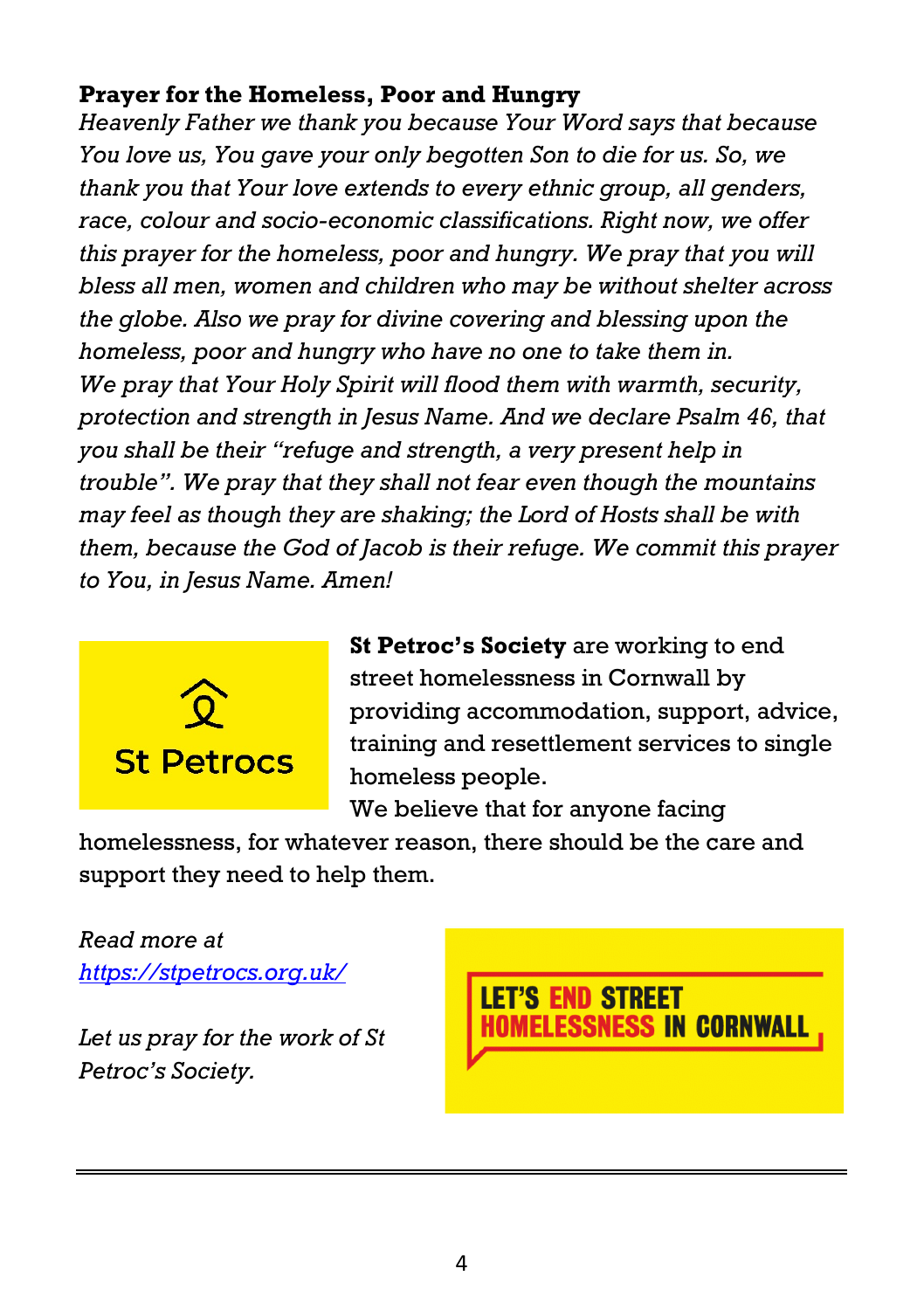**Prayer for the Homeless, Poor and Hungry**

*Heavenly Father we thank you because Your Word says that because You love us, You gave your only begotten Son to die for us. So, we thank you that Your love extends to every ethnic group, all genders, race, colour and socio-economic classifications. Right now, we offer this prayer for the homeless, poor and hungry. We pray that you will bless all men, women and children who may be without shelter across the globe. Also we pray for divine covering and blessing upon the homeless, poor and hungry who have no one to take them in. We pray that Your Holy Spirit will flood them with warmth, security, protection and strength in Jesus Name. And we declare Psalm 46, that you shall be their "refuge and strength, a very present help in trouble". We pray that they shall not fear even though the mountains may feel as though they are shaking; the Lord of Hosts shall be with them, because the God of Jacob is their refuge. We commit this prayer to You, in Jesus Name. Amen!*

St Petrocs

**St Petroc's Society** are working to end street homelessness in Cornwall by providing accommodation, support, advice, training and resettlement services to single homeless people.
We believe that for anyone facing homelessness, for whatever reason, there should be the care and support they need to help them.

*Read more at* [*https://stpetrocs.org.uk/*](https://stpetrocs.org.uk/)

*Let us pray for the work of St Petroc's Society.*

LET'S END STREET HOMELESSNESS IN CORNWALL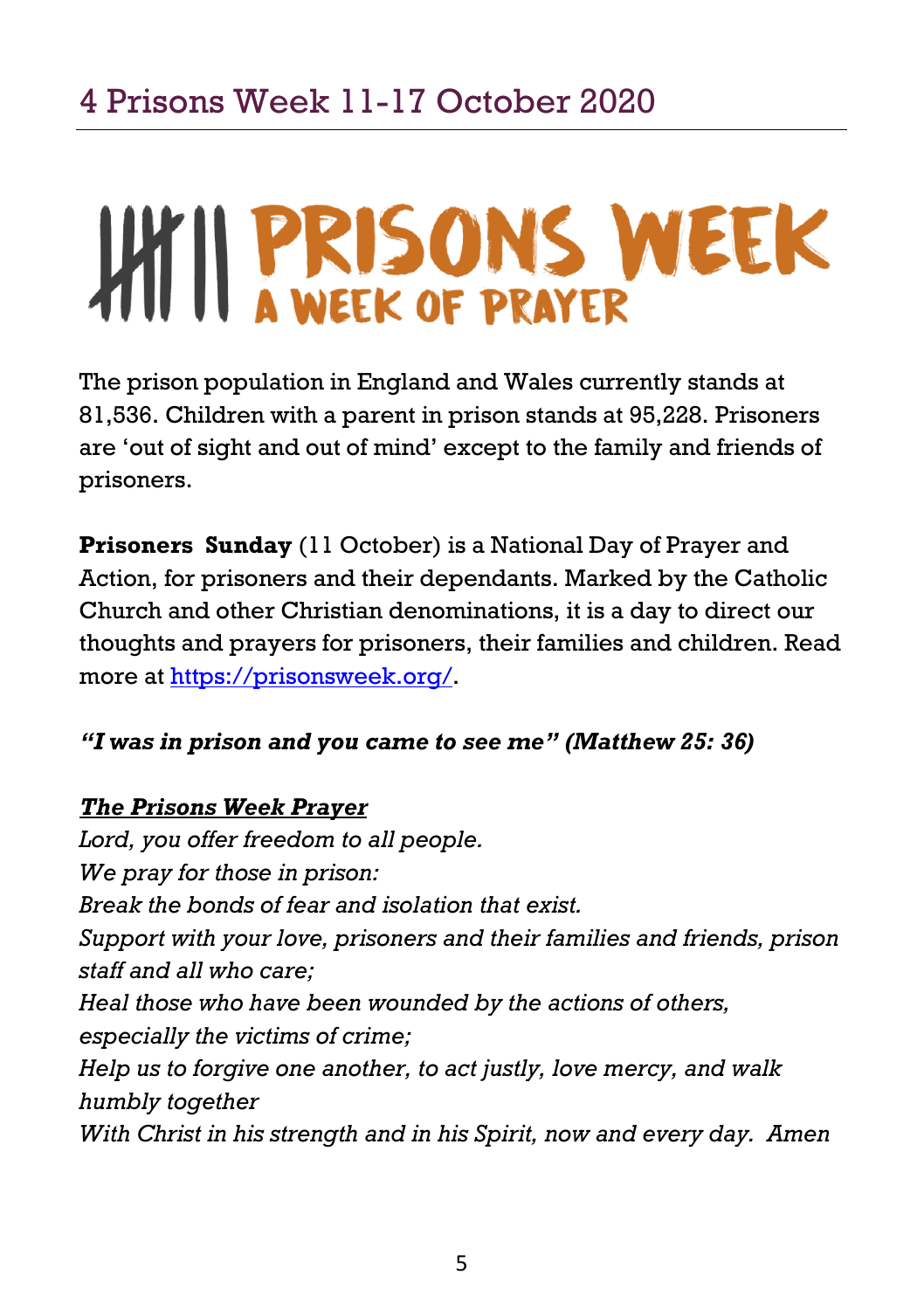# 4 Prisons Week 11-17 October 2020

PRISONS WEEK
A WEEK OF PRAYER

The prison population in England and Wales currently stands at 81,536. Children with a parent in prison stands at 95,228. Prisoners are 'out of sight and out of mind' except to the family and friends of prisoners.

**Prisoners Sunday** (11 October) is a National Day of Prayer and Action, for prisoners and their dependants. Marked by the Catholic Church and other Christian denominations, it is a day to direct our thoughts and prayers for prisoners, their families and children. Read more at https://prisonsweek.org/.

***"I was in prison and you came to see me" (Matthew 25: 36)***

***The Prisons Week Prayer***

*Lord, you offer freedom to all people.*
*We pray for those in prison:*
*Break the bonds of fear and isolation that exist.*
*Support with your love, prisoners and their families and friends, prison staff and all who care;*
*Heal those who have been wounded by the actions of others, especially the victims of crime;*
*Help us to forgive one another, to act justly, love mercy, and walk humbly together*
*With Christ in his strength and in his Spirit, now and every day. Amen*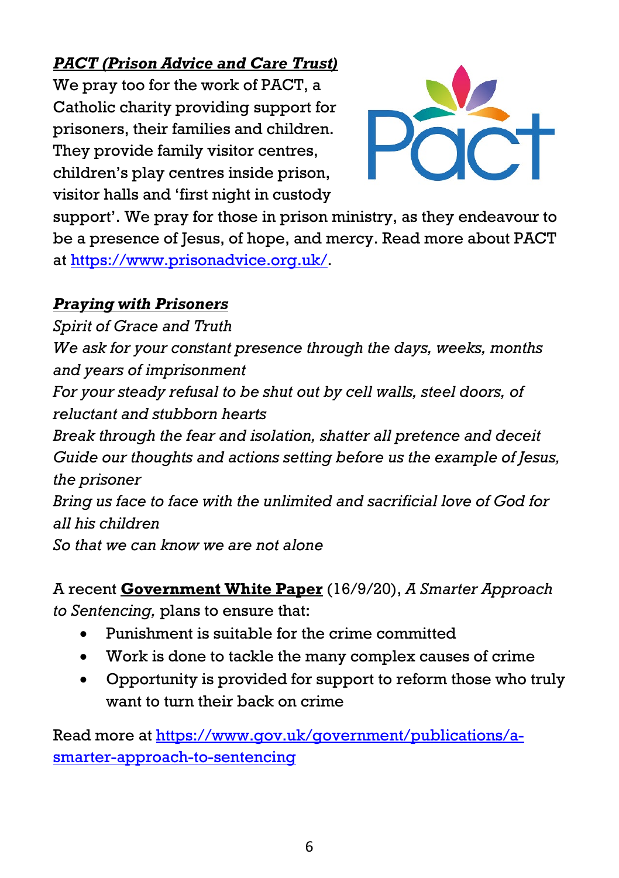***PACT (Prison Advice and Care Trust)***

We pray too for the work of PACT, a Catholic charity providing support for prisoners, their families and children. They provide family visitor centres, children's play centres inside prison, visitor halls and 'first night in custody support'. We pray for those in prison ministry, as they endeavour to be a presence of Jesus, of hope, and mercy. Read more about PACT at https://www.prisonadvice.org.uk/.

***Praying with Prisoners***

*Spirit of Grace and Truth*
*We ask for your constant presence through the days, weeks, months and years of imprisonment*
*For your steady refusal to be shut out by cell walls, steel doors, of reluctant and stubborn hearts*
*Break through the fear and isolation, shatter all pretence and deceit*
*Guide our thoughts and actions setting before us the example of Jesus, the prisoner*
*Bring us face to face with the unlimited and sacrificial love of God for all his children*
*So that we can know we are not alone*

A recent **Government White Paper** (16/9/20), *A Smarter Approach to Sentencing,* plans to ensure that:

- Punishment is suitable for the crime committed
- Work is done to tackle the many complex causes of crime
- Opportunity is provided for support to reform those who truly want to turn their back on crime

Read more at https://www.gov.uk/government/publications/a-smarter-approach-to-sentencing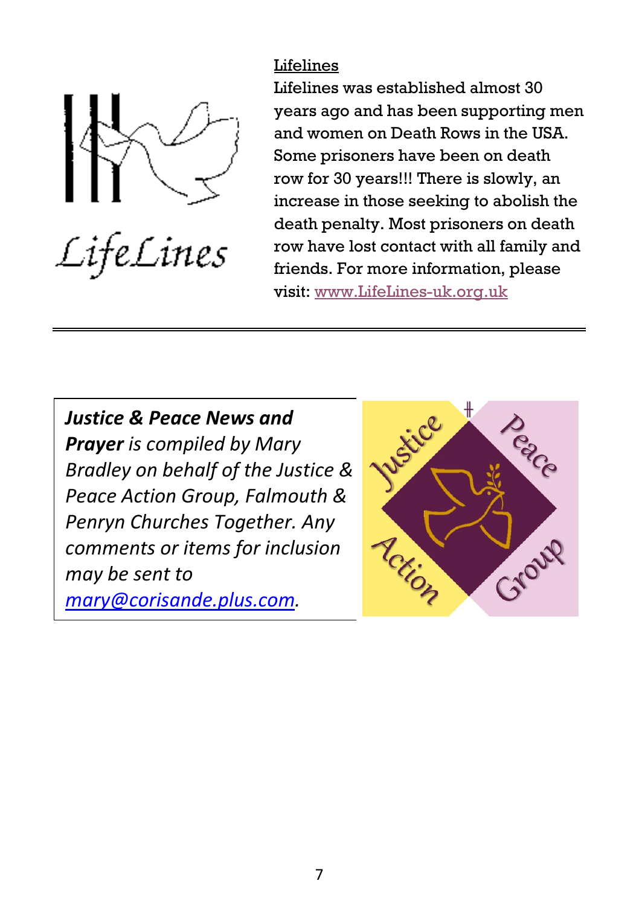## Lifelines

Lifelines was established almost 30 years ago and has been supporting men and women on Death Rows in the USA. Some prisoners have been on death row for 30 years!!! There is slowly, an increase in those seeking to abolish the death penalty. Most prisoners on death row have lost contact with all family and friends. For more information, please visit: www.LifeLines-uk.org.uk

---

***Justice & Peace News and Prayer*** *is compiled by Mary Bradley on behalf of the Justice & Peace Action Group, Falmouth & Penryn Churches Together. Any comments or items for inclusion may be sent to [mary@corisande.plus.com](mailto:mary@corisande.plus.com).*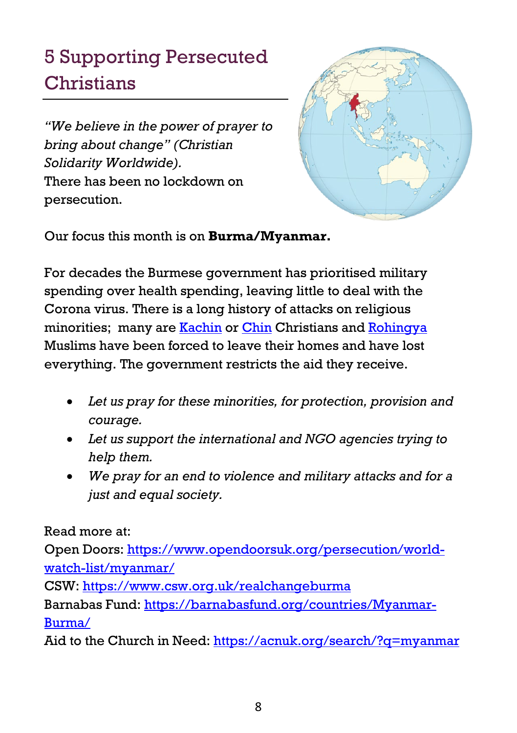# 5 Supporting Persecuted Christians

*"We believe in the power of prayer to bring about change" (Christian Solidarity Worldwide).*
There has been no lockdown on persecution.

Our focus this month is on **Burma/Myanmar.**

For decades the Burmese government has prioritised military spending over health spending, leaving little to deal with the Corona virus. There is a long history of attacks on religious minorities; many are [Kachin] or [Chin] Christians and [Rohingya] Muslims have been forced to leave their homes and have lost everything. The government restricts the aid they receive.

- *Let us pray for these minorities, for protection, provision and courage.*
- *Let us support the international and NGO agencies trying to help them.*
- *We pray for an end to violence and military attacks and for a just and equal society.*

Read more at:
Open Doors: https://www.opendoorsuk.org/persecution/world-watch-list/myanmar/
CSW: https://www.csw.org.uk/realchangeburma
Barnabas Fund: https://barnabasfund.org/countries/Myanmar-Burma/
Aid to the Church in Need: https://acnuk.org/search/?q=myanmar